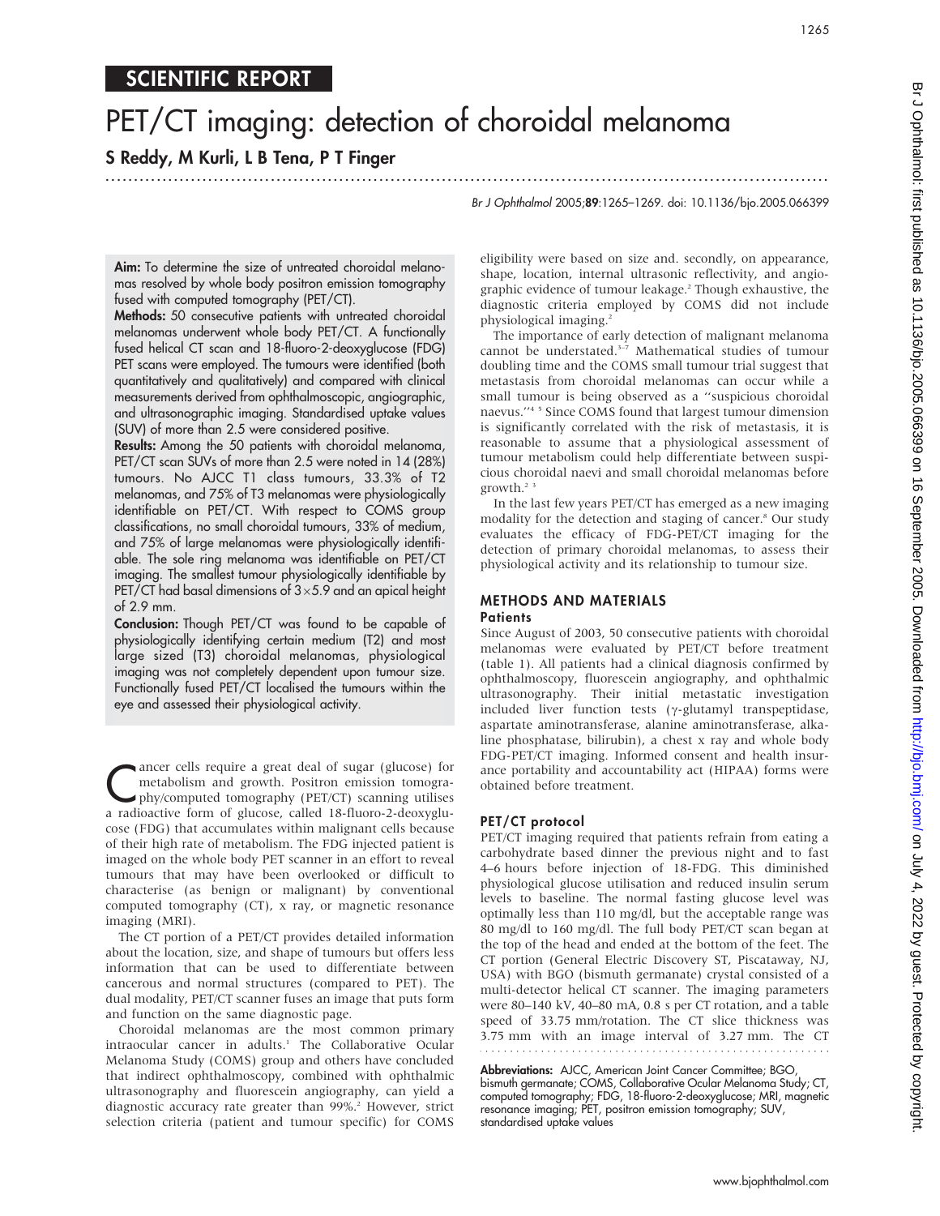SCIENTIFIC REPORT

# PET/CT imaging: detection of choroidal melanoma

**S Reddy, M Kurli, L B Tena, P T Finger**

**Aim:** To determine the size of untreated choroidal melanomas resolved by whole body positron emission tomography fused with computed tomography (PET/CT).

**Methods:** 50 consecutive patients with untreated choroidal melanomas underwent whole body PET/CT. A functionally fused helical CT scan and 18-fluoro-2-deoxyglucose (FDG) PET scans were employed. The tumours were identified (both quantitatively and qualitatively) and compared with clinical measurements derived from ophthalmoscopic, angiographic, and ultrasonographic imaging. Standardised uptake values (SUV) of more than 2.5 were considered positive.

**Results:** Among the 50 patients with choroidal melanoma, PET/CT scan SUVs of more than 2.5 were noted in 14 (28%) tumours. No AJCC T1 class tumours, 33.3% of T2 melanomas, and 75% of T3 melanomas were physiologically identifiable on PET/CT. With respect to COMS group classifications, no small choroidal tumours, 33% of medium, and 75% of large melanomas were physiologically identifiable. The sole ring melanoma was identifiable on PET/CT imaging. The smallest tumour physiologically identifiable by PET/CT had basal dimensions of 3×5.9 and an apical height of 2.9 mm.

**Conclusion:** Though PET/CT was found to be capable of physiologically identifying certain medium (T2) and most large sized (T3) choroidal melanomas, physiological imaging was not completely dependent upon tumour size. Functionally fused PET/CT localised the tumours within the eye and assessed their physiological activity.

Cancer cells require a great deal of sugar (glucose) for metabolism and growth. Positron emission tomography/computed tomography (PET/CT) scanning utilises a radioactive form of glucose, called 18-fluoro-2-deoxyglucose (FDG) that accumulates within malignant cells because of their high rate of metabolism. The FDG injected patient is imaged on the whole body PET scanner in an effort to reveal tumours that may have been overlooked or difficult to characterise (as benign or malignant) by conventional computed tomography (CT), x ray, or magnetic resonance imaging (MRI).

The CT portion of a PET/CT provides detailed information about the location, size, and shape of tumours but offers less information that can be used to differentiate between cancerous and normal structures (compared to PET). The dual modality, PET/CT scanner fuses an image that puts form and function on the same diagnostic page.

Choroidal melanomas are the most common primary intraocular cancer in adults.[1] The Collaborative Ocular Melanoma Study (COMS) group and others have concluded that indirect ophthalmoscopy, combined with ophthalmic ultrasonography and fluorescein angiography, can yield a diagnostic accuracy rate greater than 99%.[2] However, strict selection criteria (patient and tumour specific) for COMS eligibility were based on size and. secondly, on appearance, shape, location, internal ultrasonic reflectivity, and angiographic evidence of tumour leakage.[2] Though exhaustive, the diagnostic criteria employed by COMS did not include physiological imaging.[2]

The importance of early detection of malignant melanoma cannot be understated.[3–7] Mathematical studies of tumour doubling time and the COMS small tumour trial suggest that metastasis from choroidal melanomas can occur while a small tumour is being observed as a "suspicious choroidal naevus."[4 5] Since COMS found that largest tumour dimension is significantly correlated with the risk of metastasis, it is reasonable to assume that a physiological assessment of tumour metabolism could help differentiate between suspicious choroidal naevi and small choroidal melanomas before growth.[2 3]

In the last few years PET/CT has emerged as a new imaging modality for the detection and staging of cancer.[8] Our study evaluates the efficacy of FDG-PET/CT imaging for the detection of primary choroidal melanomas, to assess their physiological activity and its relationship to tumour size.

## METHODS AND MATERIALS

### Patients

Since August of 2003, 50 consecutive patients with choroidal melanomas were evaluated by PET/CT before treatment (table 1). All patients had a clinical diagnosis confirmed by ophthalmoscopy, fluorescein angiography, and ophthalmic ultrasonography. Their initial metastatic investigation included liver function tests (γ-glutamyl transpeptidase, aspartate aminotransferase, alanine aminotransferase, alkaline phosphatase, bilirubin), a chest x ray and whole body FDG-PET/CT imaging. Informed consent and health insurance portability and accountability act (HIPAA) forms were obtained before treatment.

### PET/CT protocol

PET/CT imaging required that patients refrain from eating a carbohydrate based dinner the previous night and to fast 4–6 hours before injection of 18-FDG. This diminished physiological glucose utilisation and reduced insulin serum levels to baseline. The normal fasting glucose level was optimally less than 110 mg/dl, but the acceptable range was 80 mg/dl to 160 mg/dl. The full body PET/CT scan began at the top of the head and ended at the bottom of the feet. The CT portion (General Electric Discovery ST, Piscataway, NJ, USA) with BGO (bismuth germanate) crystal consisted of a multi-detector helical CT scanner. The imaging parameters were 80–140 kV, 40–80 mA, 0.8 s per CT rotation, and a table speed of 33.75 mm/rotation. The CT slice thickness was 3.75 mm with an image interval of 3.27 mm. The CT

**Abbreviations:** AJCC, American Joint Cancer Committee; BGO, bismuth germanate; COMS, Collaborative Ocular Melanoma Study; CT, computed tomography; FDG, 18-fluoro-2-deoxyglucose; MRI, magnetic resonance imaging; PET, positron emission tomography; SUV, standardised uptake values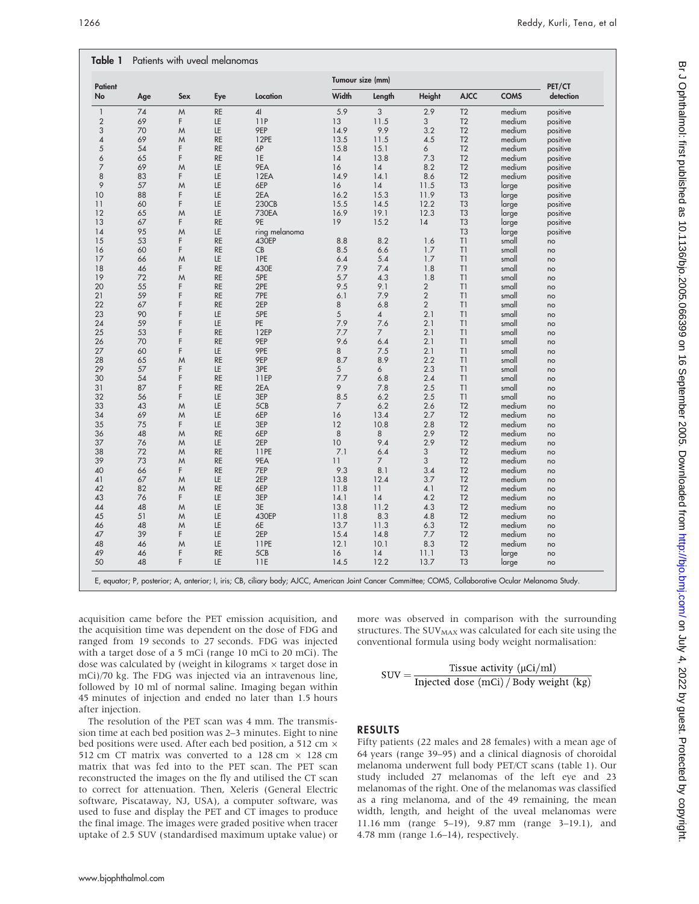**Table 1** Patients with uveal melanomas

| Patient No | Age | Sex | Eye | Location | Tumour size (mm) Width | Length | Height | AJCC | COMS | PET/CT detection |
|---|---|---|---|---|---|---|---|---|---|---|
| 1 | 74 | M | RE | 4I | 5.9 | 3 | 2.9 | T2 | medium | positive |
| 2 | 69 | F | LE | 11P | 13 | 11.5 | 3 | T2 | medium | positive |
| 3 | 70 | M | LE | 9EP | 14.9 | 9.9 | 3.2 | T2 | medium | positive |
| 4 | 69 | M | RE | 12PE | 13.5 | 11.5 | 4.5 | T2 | medium | positive |
| 5 | 54 | F | RE | 6P | 15.8 | 15.1 | 6 | T2 | medium | positive |
| 6 | 65 | F | RE | 1E | 14 | 13.8 | 7.3 | T2 | medium | positive |
| 7 | 69 | M | LE | 9EA | 16 | 14 | 8.2 | T2 | medium | positive |
| 8 | 83 | F | LE | 12EA | 14.9 | 14.1 | 8.6 | T2 | medium | positive |
| 9 | 57 | M | LE | 6EP | 16 | 14 | 11.5 | T3 | large | positive |
| 10 | 88 | F | LE | 2EA | 16.2 | 15.3 | 11.9 | T3 | large | positive |
| 11 | 60 | F | LE | 230CB | 15.5 | 14.5 | 12.2 | T3 | large | positive |
| 12 | 65 | M | LE | 730EA | 16.9 | 19.1 | 12.3 | T3 | large | positive |
| 13 | 67 | F | RE | 9E | 19 | 15.2 | 14 | T3 | large | positive |
| 14 | 95 | M | LE | ring melanoma | | | | T3 | large | positive |
| 15 | 53 | F | RE | 430EP | 8.8 | 8.2 | 1.6 | T1 | small | no |
| 16 | 60 | F | RE | CB | 8.5 | 6.6 | 1.7 | T1 | small | no |
| 17 | 66 | M | LE | 1PE | 6.4 | 5.4 | 1.7 | T1 | small | no |
| 18 | 46 | F | RE | 430E | 7.9 | 7.4 | 1.8 | T1 | small | no |
| 19 | 72 | M | RE | 5PE | 5.7 | 4.3 | 1.8 | T1 | small | no |
| 20 | 55 | F | RE | 2PE | 9.5 | 9.1 | 2 | T1 | small | no |
| 21 | 59 | F | RE | 7PE | 6.1 | 7.9 | 2 | T1 | small | no |
| 22 | 67 | F | RE | 2EP | 8 | 6.8 | 2 | T1 | small | no |
| 23 | 90 | F | LE | 5PE | 5 | 4 | 2.1 | T1 | small | no |
| 24 | 59 | F | LE | PE | 7.9 | 7.6 | 2.1 | T1 | small | no |
| 25 | 53 | F | RE | 12EP | 7.7 | 7 | 2.1 | T1 | small | no |
| 26 | 70 | F | RE | 9EP | 9.6 | 6.4 | 2.1 | T1 | small | no |
| 27 | 60 | F | LE | 9PE | 8 | 7.5 | 2.1 | T1 | small | no |
| 28 | 65 | M | RE | 9EP | 8.7 | 8.9 | 2.2 | T1 | small | no |
| 29 | 57 | F | LE | 3PE | 5 | 6 | 2.3 | T1 | small | no |
| 30 | 54 | F | RE | 11EP | 7.7 | 6.8 | 2.4 | T1 | small | no |
| 31 | 87 | F | RE | 2EA | 9 | 7.8 | 2.5 | T1 | small | no |
| 32 | 56 | F | LE | 3EP | 8.5 | 6.2 | 2.5 | T1 | small | no |
| 33 | 43 | M | LE | 5CB | 7 | 6.2 | 2.6 | T2 | medium | no |
| 34 | 69 | M | LE | 6EP | 16 | 13.4 | 2.7 | T2 | medium | no |
| 35 | 75 | F | LE | 3EP | 12 | 10.8 | 2.8 | T2 | medium | no |
| 36 | 48 | M | RE | 6EP | 8 | 8 | 2.9 | T2 | medium | no |
| 37 | 76 | M | LE | 2EP | 10 | 9.4 | 2.9 | T2 | medium | no |
| 38 | 72 | M | RE | 11PE | 7.1 | 6.4 | 3 | T2 | medium | no |
| 39 | 73 | M | RE | 9EA | 11 | 7 | 3 | T2 | medium | no |
| 40 | 66 | F | RE | 7EP | 9.3 | 8.1 | 3.4 | T2 | medium | no |
| 41 | 67 | M | LE | 2EP | 13.8 | 12.4 | 3.7 | T2 | medium | no |
| 42 | 82 | M | RE | 6EP | 11.8 | 11 | 4.1 | T2 | medium | no |
| 43 | 76 | F | LE | 3EP | 14.1 | 14 | 4.2 | T2 | medium | no |
| 44 | 48 | M | LE | 3E | 13.8 | 11.2 | 4.3 | T2 | medium | no |
| 45 | 51 | M | LE | 430EP | 11.8 | 8.3 | 4.8 | T2 | medium | no |
| 46 | 48 | M | LE | 6E | 13.7 | 11.3 | 6.3 | T2 | medium | no |
| 47 | 39 | F | LE | 2EP | 15.4 | 14.8 | 7.7 | T2 | medium | no |
| 48 | 46 | M | LE | 11PE | 12.1 | 10.1 | 8.3 | T2 | medium | no |
| 49 | 46 | F | RE | 5CB | 16 | 14 | 11.1 | T3 | large | no |
| 50 | 48 | F | LE | 11E | 14.5 | 12.2 | 13.7 | T3 | large | no |

E, equator; P, posterior; A, anterior; I, iris; CB, ciliary body; AJCC, American Joint Cancer Committee; COMS, Collaborative Ocular Melanoma Study.

acquisition came before the PET emission acquisition, and the acquisition time was dependent on the dose of FDG and ranged from 19 seconds to 27 seconds. FDG was injected with a target dose of a 5 mCi (range 10 mCi to 20 mCi). The dose was calculated by (weight in kilograms × target dose in mCi)/70 kg. The FDG was injected via an intravenous line, followed by 10 ml of normal saline. Imaging began within 45 minutes of injection and ended no later than 1.5 hours after injection.

The resolution of the PET scan was 4 mm. The transmission time at each bed position was 2–3 minutes. Eight to nine bed positions were used. After each bed position, a 512 cm × 512 cm CT matrix was converted to a 128 cm × 128 cm matrix that was fed into to the PET scan. The PET scan reconstructed the images on the fly and utilised the CT scan to correct for attenuation. Then, Xeleris (General Electric software, Piscataway, NJ, USA), a computer software, was used to fuse and display the PET and CT images to produce the final image. The images were graded positive when tracer uptake of 2.5 SUV (standardised maximum uptake value) or more was observed in comparison with the surrounding structures. The $SUV_{MAX}$ was calculated for each site using the conventional formula using body weight normalisation:

$$\mathrm{SUV} = \frac{\text{Tissue activity } (\mu\text{Ci/ml})}{\text{Injected dose (mCi) / Body weight (kg)}}$$

## RESULTS

Fifty patients (22 males and 28 females) with a mean age of 64 years (range 39–95) and a clinical diagnosis of choroidal melanoma underwent full body PET/CT scans (table 1). Our study included 27 melanomas of the left eye and 23 melanomas of the right. One of the melanomas was classified as a ring melanoma, and of the 49 remaining, the mean width, length, and height of the uveal melanomas were 11.16 mm (range 5–19), 9.87 mm (range 3–19.1), and 4.78 mm (range 1.6–14), respectively.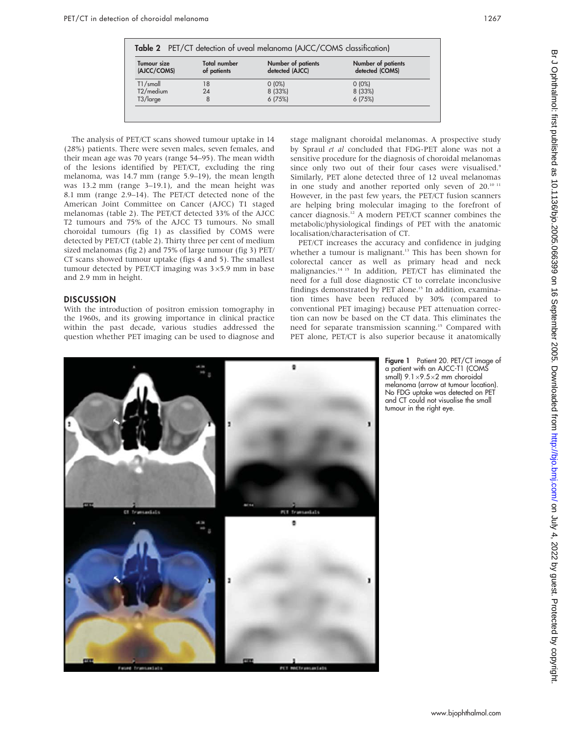**Table 2** PET/CT detection of uveal melanoma (AJCC/COMS classification)

| Tumour size (AJCC/COMS) | Total number of patients | Number of patients detected (AJCC) | Number of patients detected (COMS) |
|---|---|---|---|
| T1/small | 18 | 0 (0%) | 0 (0%) |
| T2/medium | 24 | 8 (33%) | 8 (33%) |
| T3/large | 8 | 6 (75%) | 6 (75%) |

The analysis of PET/CT scans showed tumour uptake in 14 (28%) patients. There were seven males, seven females, and their mean age was 70 years (range 54–95). The mean width of the lesions identified by PET/CT, excluding the ring melanoma, was 14.7 mm (range 5.9–19), the mean length was 13.2 mm (range 3–19.1), and the mean height was 8.1 mm (range 2.9–14). The PET/CT detected none of the American Joint Committee on Cancer (AJCC) T1 staged melanomas (table 2). The PET/CT detected 33% of the AJCC T2 tumours and 75% of the AJCC T3 tumours. No small choroidal tumours (fig 1) as classified by COMS were detected by PET/CT (table 2). Thirty three per cent of medium sized melanomas (fig 2) and 75% of large tumour (fig 3) PET/CT scans showed tumour uptake (figs 4 and 5). The smallest tumour detected by PET/CT imaging was 3×5.9 mm in base and 2.9 mm in height.

## DISCUSSION

With the introduction of positron emission tomography in the 1960s, and its growing importance in clinical practice within the past decade, various studies addressed the question whether PET imaging can be used to diagnose and stage malignant choroidal melanomas. A prospective study by Spraul *et al* concluded that FDG-PET alone was not a sensitive procedure for the diagnosis of choroidal melanomas since only two out of their four cases were visualised.[9] Similarly, PET alone detected three of 12 uveal melanomas in one study and another reported only seven of 20.[10,11] However, in the past few years, the PET/CT fusion scanners are helping bring molecular imaging to the forefront of cancer diagnosis.[12] A modern PET/CT scanner combines the metabolic/physiological findings of PET with the anatomic localisation/characterisation of CT.

PET/CT increases the accuracy and confidence in judging whether a tumour is malignant.[13] This has been shown for colorectal cancer as well as primary head and neck malignancies.[14,15] In addition, PET/CT has eliminated the need for a full dose diagnostic CT to correlate inconclusive findings demonstrated by PET alone.[15] In addition, examination times have been reduced by 30% (compared to conventional PET imaging) because PET attenuation correction can now be based on the CT data. This eliminates the need for separate transmission scanning.[15] Compared with PET alone, PET/CT is also superior because it anatomically

**Figure 1** Patient 20. PET/CT image of a patient with an AJCC-T1 (COMS small) 9.1×9.5×2 mm choroidal melanoma (arrow at tumour location). No FDG uptake was detected on PET and CT could not visualise the small tumour in the right eye.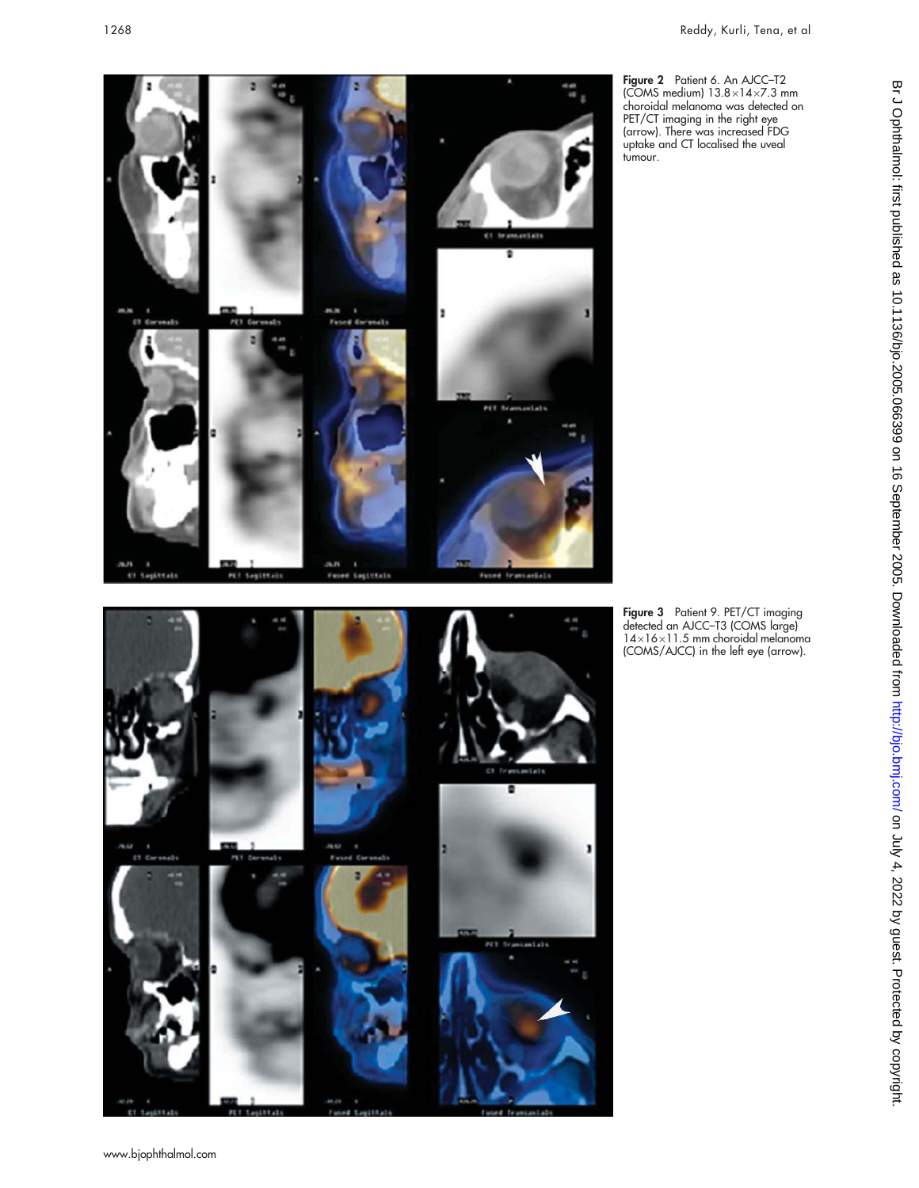**Figure 2** Patient 6. An AJCC–T2 (COMS medium) 13.8×14×7.3 mm choroidal melanoma was detected on PET/CT imaging in the right eye (arrow). There was increased FDG uptake and CT localised the uveal tumour.

**Figure 3** Patient 9. PET/CT imaging detected an AJCC–T3 (COMS large) 14×16×11.5 mm choroidal melanoma (COMS/AJCC) in the left eye (arrow).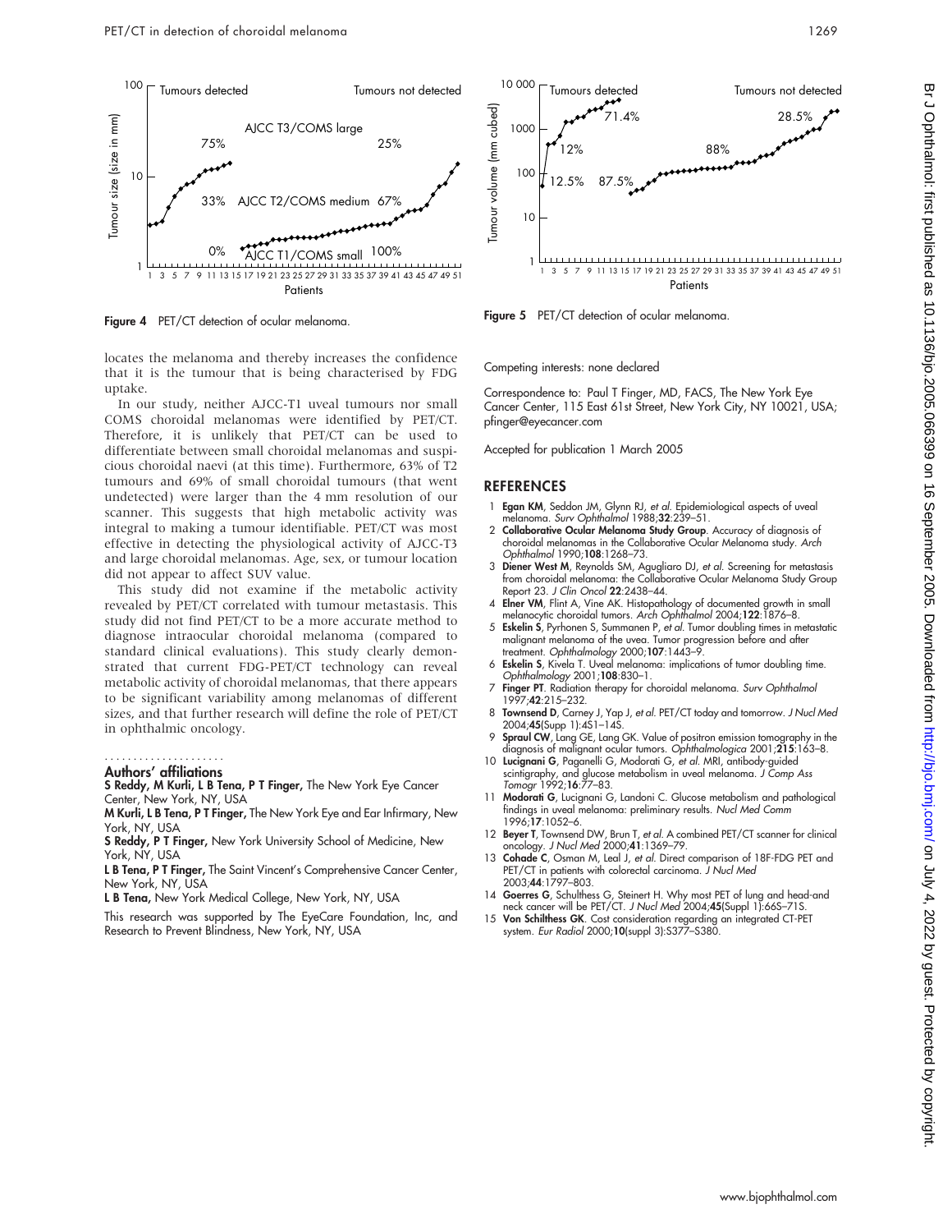Tumours detected

Tumours not detected

Tumour size (size in mm)

100

10

1

AJCC T3/COMS large

75%

25%

33% AJCC T2/COMS medium 67%

0% AJCC T1/COMS small 100%

1 3 5 7 9 11 13 15 17 19 21 23 25 27 29 31 33 35 37 39 41 43 45 47 49 51

Patients

Figure 4 PET/CT detection of ocular melanoma.

Tumours detected

Tumours not detected

Tumour volume (mm cubed)

10 000

1000

100

10

1

71.4%

28.5%

12%

88%

12.5% 87.5%

1 3 5 7 9 11 13 15 17 19 21 23 25 27 29 31 33 35 37 39 41 43 45 47 49 51

Patients

Figure 5 PET/CT detection of ocular melanoma.

locates the melanoma and thereby increases the confidence that it is the tumour that is being characterised by FDG uptake.

In our study, neither AJCC-T1 uveal tumours nor small COMS choroidal melanomas were identified by PET/CT. Therefore, it is unlikely that PET/CT can be used to differentiate between small choroidal melanomas and suspicious choroidal naevi (at this time). Furthermore, 63% of T2 tumours and 69% of small choroidal tumours (that went undetected) were larger than the 4 mm resolution of our scanner. This suggests that high metabolic activity was integral to making a tumour identifiable. PET/CT was most effective in detecting the physiological activity of AJCC-T3 and large choroidal melanomas. Age, sex, or tumour location did not appear to affect SUV value.

This study did not examine if the metabolic activity revealed by PET/CT correlated with tumour metastasis. This study did not find PET/CT to be a more accurate method to diagnose intraocular choroidal melanoma (compared to standard clinical evaluations). This study clearly demonstrated that current FDG-PET/CT technology can reveal metabolic activity of choroidal melanomas, that there appears to be significant variability among melanomas of different sizes, and that further research will define the role of PET/CT in ophthalmic oncology.

### Authors' affiliations

**S Reddy, M Kurli, L B Tena, P T Finger,** The New York Eye Cancer Center, New York, NY, USA

**M Kurli, L B Tena, P T Finger,** The New York Eye and Ear Infirmary, New York, NY, USA

**S Reddy, P T Finger,** New York University School of Medicine, New York, NY, USA

**L B Tena, P T Finger,** The Saint Vincent's Comprehensive Cancer Center, New York, NY, USA

**L B Tena,** New York Medical College, New York, NY, USA

This research was supported by The EyeCare Foundation, Inc, and Research to Prevent Blindness, New York, NY, USA

Competing interests: none declared

Correspondence to: Paul T Finger, MD, FACS, The New York Eye Cancer Center, 115 East 61st Street, New York City, NY 10021, USA; pfinger@eyecancer.com

Accepted for publication 1 March 2005

## REFERENCES

1. **Egan KM**, Seddon JM, Glynn RJ, *et al*. Epidemiological aspects of uveal melanoma. *Surv Ophthalmol* 1988;**32**:239–51.
2. **Collaborative Ocular Melanoma Study Group**. Accuracy of diagnosis of choroidal melanomas in the Collaborative Ocular Melanoma study. *Arch Ophthalmol* 1990;**108**:1268–73.
3. **Diener West M**, Reynolds SM, Agugliaro DJ, *et al*. Screening for metastasis from choroidal melanoma: the Collaborative Ocular Melanoma Study Group Report 23. *J Clin Oncol* **22**:2438–44.
4. **Elner VM**, Flint A, Vine AK. Histopathology of documented growth in small melanocytic choroidal tumors. *Arch Ophthalmol* 2004;**122**:1876–8.
5. **Eskelin S**, Pyrhonen S, Summanen P, *et al*. Tumor doubling times in metastatic malignant melanoma of the uvea. Tumor progression before and after treatment. *Ophthalmology* 2000;**107**:1443–9.
6. **Eskelin S**, Kivela T. Uveal melanoma: implications of tumor doubling time. *Ophthalmology* 2001;**108**:830–1.
7. **Finger PT**. Radiation therapy for choroidal melanoma. *Surv Ophthalmol* 1997;**42**:215–232.
8. **Townsend D**, Carney J, Yap J, *et al*. PET/CT today and tomorrow. *J Nucl Med* 2004;**45**(Supp 1):4S1–14S.
9. **Spraul CW**, Lang GE, Lang GK. Value of positron emission tomography in the diagnosis of malignant ocular tumors. *Ophthalmologica* 2001;**215**:163–8.
10. **Lucignani G**, Paganelli G, Modorati G, *et al*. MRI, antibody-guided scintigraphy, and glucose metabolism in uveal melanoma. *J Comp Ass Tomogr* 1992;**16**:77–83.
11. **Modorati G**, Lucignani G, Landoni C. Glucose metabolism and pathological findings in uveal melanoma: preliminary results. *Nucl Med Comm* 1996;**17**:1052–6.
12. **Beyer T**, Townsend DW, Brun T, *et al*. A combined PET/CT scanner for clinical oncology. *J Nucl Med* 2000;**41**:1369–79.
13. **Cohade C**, Osman M, Leal J, *et al*. Direct comparison of 18F-FDG PET and PET/CT in patients with colorectal carcinoma. *J Nucl Med* 2003;**44**:1797–803.
14. **Goerres G**, Schulthess G, Steinert H. Why most PET of lung and head-and neck cancer will be PET/CT. *J Nucl Med* 2004;**45**(Suppl 1):66S–71S.
15. **Von Schilthess GK**. Cost consideration regarding an integrated CT-PET system. *Eur Radiol* 2000;**10**(suppl 3):S377–S380.